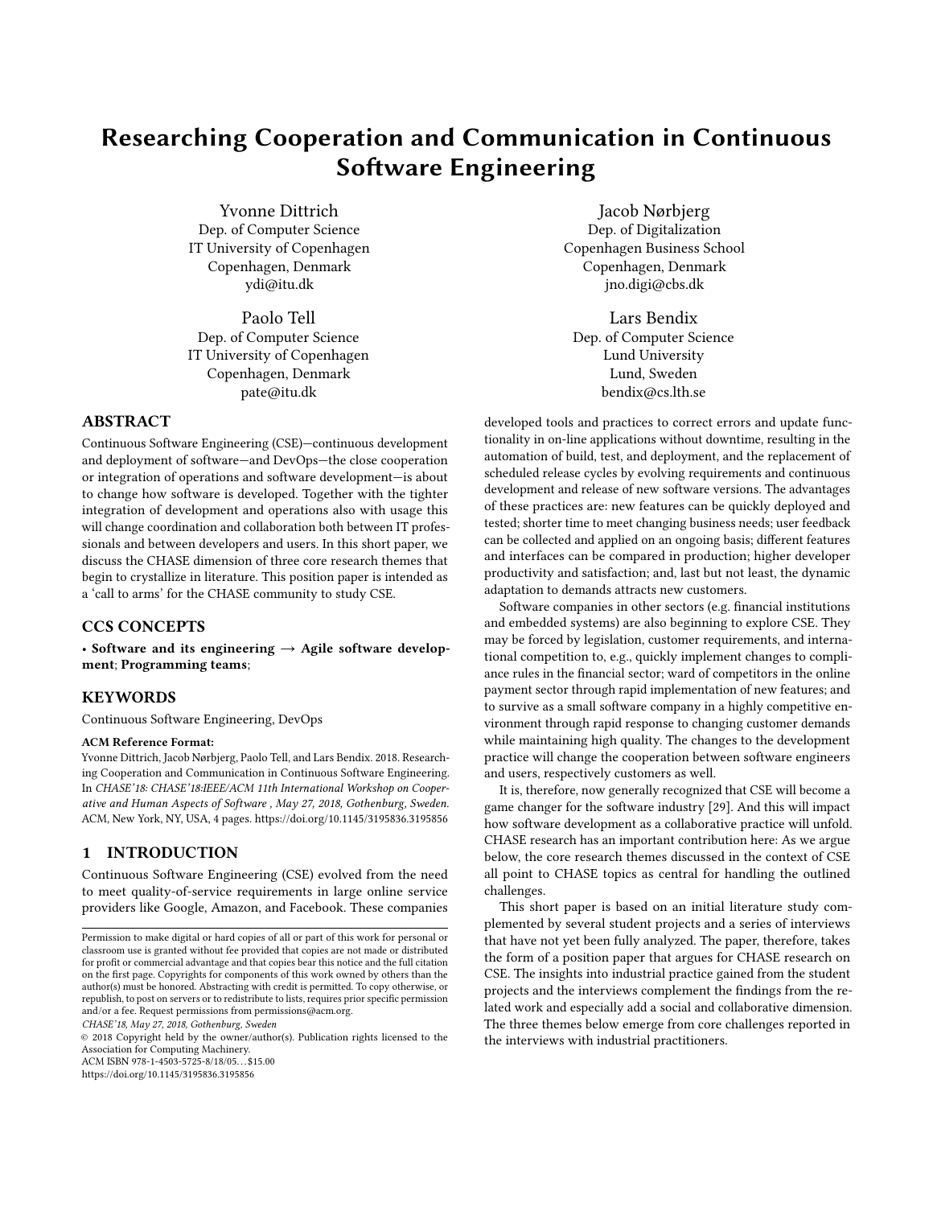# Researching Cooperation and Communication in Continuous Software Engineering

Yvonne Dittrich
Dep. of Computer Science
IT University of Copenhagen
Copenhagen, Denmark
ydi@itu.dk

Jacob Nørbjerg
Dep. of Digitalization
Copenhagen Business School
Copenhagen, Denmark
jno.digi@cbs.dk

Paolo Tell
Dep. of Computer Science
IT University of Copenhagen
Copenhagen, Denmark
pate@itu.dk

Lars Bendix
Dep. of Computer Science
Lund University
Lund, Sweden
bendix@cs.lth.se

## ABSTRACT

Continuous Software Engineering (CSE)—continuous development and deployment of software—and DevOps—the close cooperation or integration of operations and software development—is about to change how software is developed. Together with the tighter integration of development and operations also with usage this will change coordination and collaboration both between IT professionals and between developers and users. In this short paper, we discuss the CHASE dimension of three core research themes that begin to crystallize in literature. This position paper is intended as a 'call to arms' for the CHASE community to study CSE.

## CCS CONCEPTS

• **Software and its engineering** → **Agile software development**; **Programming teams**;

## KEYWORDS

Continuous Software Engineering, DevOps

**ACM Reference Format:**
Yvonne Dittrich, Jacob Nørbjerg, Paolo Tell, and Lars Bendix. 2018. Researching Cooperation and Communication in Continuous Software Engineering. In *CHASE'18: CHASE'18:IEEE/ACM 11th International Workshop on Cooperative and Human Aspects of Software , May 27, 2018, Gothenburg, Sweden.* ACM, New York, NY, USA, 4 pages. https://doi.org/10.1145/3195836.3195856

## 1 INTRODUCTION

Continuous Software Engineering (CSE) evolved from the need to meet quality-of-service requirements in large online service providers like Google, Amazon, and Facebook. These companies developed tools and practices to correct errors and update functionality in on-line applications without downtime, resulting in the automation of build, test, and deployment, and the replacement of scheduled release cycles by evolving requirements and continuous development and release of new software versions. The advantages of these practices are: new features can be quickly deployed and tested; shorter time to meet changing business needs; user feedback can be collected and applied on an ongoing basis; different features and interfaces can be compared in production; higher developer productivity and satisfaction; and, last but not least, the dynamic adaptation to demands attracts new customers.

Software companies in other sectors (e.g. financial institutions and embedded systems) are also beginning to explore CSE. They may be forced by legislation, customer requirements, and international competition to, e.g., quickly implement changes to compliance rules in the financial sector; ward of competitors in the online payment sector through rapid implementation of new features; and to survive as a small software company in a highly competitive environment through rapid response to changing customer demands while maintaining high quality. The changes to the development practice will change the cooperation between software engineers and users, respectively customers as well.

It is, therefore, now generally recognized that CSE will become a game changer for the software industry [29]. And this will impact how software development as a collaborative practice will unfold. CHASE research has an important contribution here: As we argue below, the core research themes discussed in the context of CSE all point to CHASE topics as central for handling the outlined challenges.

This short paper is based on an initial literature study complemented by several student projects and a series of interviews that have not yet been fully analyzed. The paper, therefore, takes the form of a position paper that argues for CHASE research on CSE. The insights into industrial practice gained from the student projects and the interviews complement the findings from the related work and especially add a social and collaborative dimension. The three themes below emerge from core challenges reported in the interviews with industrial practitioners.

Permission to make digital or hard copies of all or part of this work for personal or classroom use is granted without fee provided that copies are not made or distributed for profit or commercial advantage and that copies bear this notice and the full citation on the first page. Copyrights for components of this work owned by others than the author(s) must be honored. Abstracting with credit is permitted. To copy otherwise, or republish, to post on servers or to redistribute to lists, requires prior specific permission and/or a fee. Request permissions from permissions@acm.org.
*CHASE'18, May 27, 2018, Gothenburg, Sweden*
© 2018 Copyright held by the owner/author(s). Publication rights licensed to the Association for Computing Machinery.
ACM ISBN 978-1-4503-5725-8/18/05…$15.00
https://doi.org/10.1145/3195836.3195856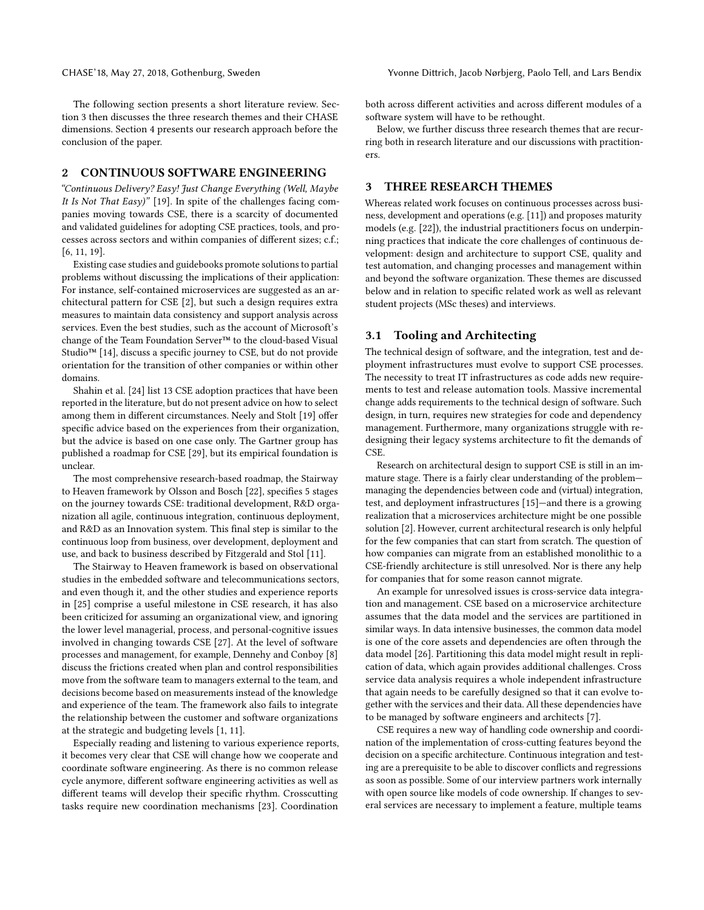The following section presents a short literature review. Section 3 then discusses the three research themes and their CHASE dimensions. Section 4 presents our research approach before the conclusion of the paper.

## 2 CONTINUOUS SOFTWARE ENGINEERING

*"Continuous Delivery? Easy! Just Change Everything (Well, Maybe It Is Not That Easy)"* [19]. In spite of the challenges facing companies moving towards CSE, there is a scarcity of documented and validated guidelines for adopting CSE practices, tools, and processes across sectors and within companies of different sizes; c.f.; [6, 11, 19].

Existing case studies and guidebooks promote solutions to partial problems without discussing the implications of their application: For instance, self-contained microservices are suggested as an architectural pattern for CSE [2], but such a design requires extra measures to maintain data consistency and support analysis across services. Even the best studies, such as the account of Microsoft's change of the Team Foundation Server™ to the cloud-based Visual Studio™ [14], discuss a specific journey to CSE, but do not provide orientation for the transition of other companies or within other domains.

Shahin et al. [24] list 13 CSE adoption practices that have been reported in the literature, but do not present advice on how to select among them in different circumstances. Neely and Stolt [19] offer specific advice based on the experiences from their organization, but the advice is based on one case only. The Gartner group has published a roadmap for CSE [29], but its empirical foundation is unclear.

The most comprehensive research-based roadmap, the Stairway to Heaven framework by Olsson and Bosch [22], specifies 5 stages on the journey towards CSE: traditional development, R&D organization all agile, continuous integration, continuous deployment, and R&D as an Innovation system. This final step is similar to the continuous loop from business, over development, deployment and use, and back to business described by Fitzgerald and Stol [11].

The Stairway to Heaven framework is based on observational studies in the embedded software and telecommunications sectors, and even though it, and the other studies and experience reports in [25] comprise a useful milestone in CSE research, it has also been criticized for assuming an organizational view, and ignoring the lower level managerial, process, and personal-cognitive issues involved in changing towards CSE [27]. At the level of software processes and management, for example, Dennehy and Conboy [8] discuss the frictions created when plan and control responsibilities move from the software team to managers external to the team, and decisions become based on measurements instead of the knowledge and experience of the team. The framework also fails to integrate the relationship between the customer and software organizations at the strategic and budgeting levels [1, 11].

Especially reading and listening to various experience reports, it becomes very clear that CSE will change how we cooperate and coordinate software engineering. As there is no common release cycle anymore, different software engineering activities as well as different teams will develop their specific rhythm. Crosscutting tasks require new coordination mechanisms [23]. Coordination both across different activities and across different modules of a software system will have to be rethought.

Below, we further discuss three research themes that are recurring both in research literature and our discussions with practitioners.

## 3 THREE RESEARCH THEMES

Whereas related work focuses on continuous processes across business, development and operations (e.g. [11]) and proposes maturity models (e.g. [22]), the industrial practitioners focus on underpinning practices that indicate the core challenges of continuous development: design and architecture to support CSE, quality and test automation, and changing processes and management within and beyond the software organization. These themes are discussed below and in relation to specific related work as well as relevant student projects (MSc theses) and interviews.

### 3.1 Tooling and Architecting

The technical design of software, and the integration, test and deployment infrastructures must evolve to support CSE processes. The necessity to treat IT infrastructures as code adds new requirements to test and release automation tools. Massive incremental change adds requirements to the technical design of software. Such design, in turn, requires new strategies for code and dependency management. Furthermore, many organizations struggle with redesigning their legacy systems architecture to fit the demands of CSE.

Research on architectural design to support CSE is still in an immature stage. There is a fairly clear understanding of the problem—managing the dependencies between code and (virtual) integration, test, and deployment infrastructures [15]—and there is a growing realization that a microservices architecture might be one possible solution [2]. However, current architectural research is only helpful for the few companies that can start from scratch. The question of how companies can migrate from an established monolithic to a CSE-friendly architecture is still unresolved. Nor is there any help for companies that for some reason cannot migrate.

An example for unresolved issues is cross-service data integration and management. CSE based on a microservice architecture assumes that the data model and the services are partitioned in similar ways. In data intensive businesses, the common data model is one of the core assets and dependencies are often through the data model [26]. Partitioning this data model might result in replication of data, which again provides additional challenges. Cross service data analysis requires a whole independent infrastructure that again needs to be carefully designed so that it can evolve together with the services and their data. All these dependencies have to be managed by software engineers and architects [7].

CSE requires a new way of handling code ownership and coordination of the implementation of cross-cutting features beyond the decision on a specific architecture. Continuous integration and testing are a prerequisite to be able to discover conflicts and regressions as soon as possible. Some of our interview partners work internally with open source like models of code ownership. If changes to several services are necessary to implement a feature, multiple teams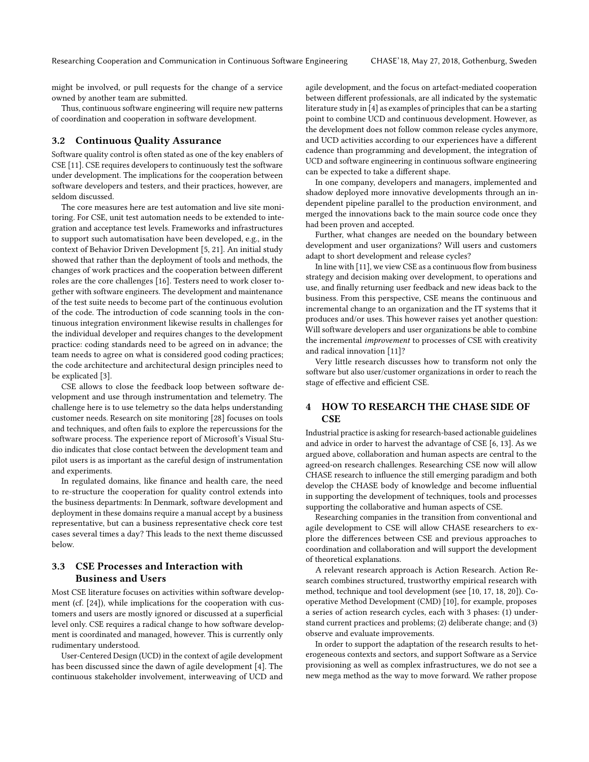might be involved, or pull requests for the change of a service owned by another team are submitted.

Thus, continuous software engineering will require new patterns of coordination and cooperation in software development.

### 3.2 Continuous Quality Assurance

Software quality control is often stated as one of the key enablers of CSE [11]. CSE requires developers to continuously test the software under development. The implications for the cooperation between software developers and testers, and their practices, however, are seldom discussed.

The core measures here are test automation and live site monitoring. For CSE, unit test automation needs to be extended to integration and acceptance test levels. Frameworks and infrastructures to support such automatisation have been developed, e.g., in the context of Behavior Driven Development [5, 21]. An initial study showed that rather than the deployment of tools and methods, the changes of work practices and the cooperation between different roles are the core challenges [16]. Testers need to work closer together with software engineers. The development and maintenance of the test suite needs to become part of the continuous evolution of the code. The introduction of code scanning tools in the continuous integration environment likewise results in challenges for the individual developer and requires changes to the development practice: coding standards need to be agreed on in advance; the team needs to agree on what is considered good coding practices; the code architecture and architectural design principles need to be explicated [3].

CSE allows to close the feedback loop between software development and use through instrumentation and telemetry. The challenge here is to use telemetry so the data helps understanding customer needs. Research on site monitoring [28] focuses on tools and techniques, and often fails to explore the repercussions for the software process. The experience report of Microsoft's Visual Studio indicates that close contact between the development team and pilot users is as important as the careful design of instrumentation and experiments.

In regulated domains, like finance and health care, the need to re-structure the cooperation for quality control extends into the business departments: In Denmark, software development and deployment in these domains require a manual accept by a business representative, but can a business representative check core test cases several times a day? This leads to the next theme discussed below.

### 3.3 CSE Processes and Interaction with Business and Users

Most CSE literature focuses on activities within software development (cf. [24]), while implications for the cooperation with customers and users are mostly ignored or discussed at a superficial level only. CSE requires a radical change to how software development is coordinated and managed, however. This is currently only rudimentary understood.

User-Centered Design (UCD) in the context of agile development has been discussed since the dawn of agile development [4]. The continuous stakeholder involvement, interweaving of UCD and agile development, and the focus on artefact-mediated cooperation between different professionals, are all indicated by the systematic literature study in [4] as examples of principles that can be a starting point to combine UCD and continuous development. However, as the development does not follow common release cycles anymore, and UCD activities according to our experiences have a different cadence than programming and development, the integration of UCD and software engineering in continuous software engineering can be expected to take a different shape.

In one company, developers and managers, implemented and shadow deployed more innovative developments through an independent pipeline parallel to the production environment, and merged the innovations back to the main source code once they had been proven and accepted.

Further, what changes are needed on the boundary between development and user organizations? Will users and customers adapt to short development and release cycles?

In line with [11], we view CSE as a continuous flow from business strategy and decision making over development, to operations and use, and finally returning user feedback and new ideas back to the business. From this perspective, CSE means the continuous and incremental change to an organization and the IT systems that it produces and/or uses. This however raises yet another question: Will software developers and user organizations be able to combine the incremental *improvement* to processes of CSE with creativity and radical innovation [11]?

Very little research discusses how to transform not only the software but also user/customer organizations in order to reach the stage of effective and efficient CSE.

## 4 HOW TO RESEARCH THE CHASE SIDE OF CSE

Industrial practice is asking for research-based actionable guidelines and advice in order to harvest the advantage of CSE [6, 13]. As we argued above, collaboration and human aspects are central to the agreed-on research challenges. Researching CSE now will allow CHASE research to influence the still emerging paradigm and both develop the CHASE body of knowledge and become influential in supporting the development of techniques, tools and processes supporting the collaborative and human aspects of CSE.

Researching companies in the transition from conventional and agile development to CSE will allow CHASE researchers to explore the differences between CSE and previous approaches to coordination and collaboration and will support the development of theoretical explanations.

A relevant research approach is Action Research. Action Research combines structured, trustworthy empirical research with method, technique and tool development (see [10, 17, 18, 20]). Cooperative Method Development (CMD) [10], for example, proposes a series of action research cycles, each with 3 phases: (1) understand current practices and problems; (2) deliberate change; and (3) observe and evaluate improvements.

In order to support the adaptation of the research results to heterogeneous contexts and sectors, and support Software as a Service provisioning as well as complex infrastructures, we do not see a new mega method as the way to move forward. We rather propose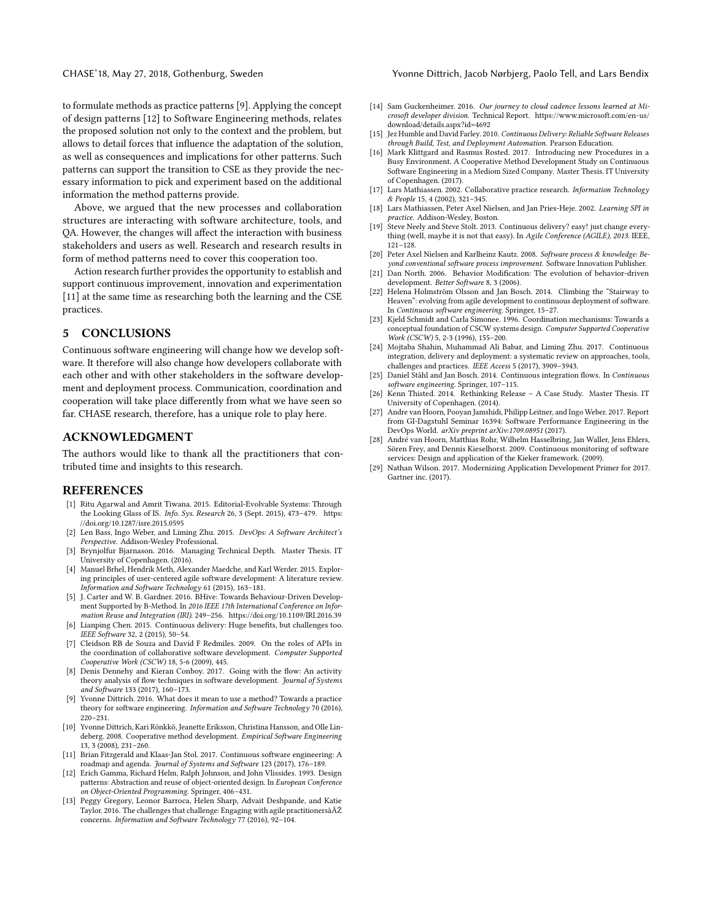to formulate methods as practice patterns [9]. Applying the concept of design patterns [12] to Software Engineering methods, relates the proposed solution not only to the context and the problem, but allows to detail forces that influence the adaptation of the solution, as well as consequences and implications for other patterns. Such patterns can support the transition to CSE as they provide the necessary information to pick and experiment based on the additional information the method patterns provide.

Above, we argued that the new processes and collaboration structures are interacting with software architecture, tools, and QA. However, the changes will affect the interaction with business stakeholders and users as well. Research and research results in form of method patterns need to cover this cooperation too.

Action research further provides the opportunity to establish and support continuous improvement, innovation and experimentation [11] at the same time as researching both the learning and the CSE practices.

## 5 CONCLUSIONS

Continuous software engineering will change how we develop software. It therefore will also change how developers collaborate with each other and with other stakeholders in the software development and deployment process. Communication, coordination and cooperation will take place differently from what we have seen so far. CHASE research, therefore, has a unique role to play here.

## ACKNOWLEDGMENT

The authors would like to thank all the practitioners that contributed time and insights to this research.

## REFERENCES

[1] Ritu Agarwal and Amrit Tiwana. 2015. Editorial-Evolvable Systems: Through the Looking Glass of IS. *Info. Sys. Research* 26, 3 (Sept. 2015), 473–479. https://doi.org/10.1287/isre.2015.0595

[2] Len Bass, Ingo Weber, and Liming Zhu. 2015. *DevOps: A Software Architect's Perspective.* Addison-Wesley Professional.

[3] Brynjolfur Bjarnason. 2016. Managing Technical Depth. Master Thesis. IT University of Copenhagen. (2016).

[4] Manuel Brhel, Hendrik Meth, Alexander Maedche, and Karl Werder. 2015. Exploring principles of user-centered agile software development: A literature review. *Information and Software Technology* 61 (2015), 163–181.

[5] J. Carter and W. B. Gardner. 2016. BHive: Towards Behaviour-Driven Development Supported by B-Method. In *2016 IEEE 17th International Conference on Information Reuse and Integration (IRI).* 249–256. https://doi.org/10.1109/IRI.2016.39

[6] Lianping Chen. 2015. Continuous delivery: Huge benefits, but challenges too. *IEEE Software* 32, 2 (2015), 50–54.

[7] Cleidson RB de Souza and David F Redmiles. 2009. On the roles of APIs in the coordination of collaborative software development. *Computer Supported Cooperative Work (CSCW)* 18, 5-6 (2009), 445.

[8] Denis Dennehy and Kieran Conboy. 2017. Going with the flow: An activity theory analysis of flow techniques in software development. *Journal of Systems and Software* 133 (2017), 160–173.

[9] Yvonne Dittrich. 2016. What does it mean to use a method? Towards a practice theory for software engineering. *Information and Software Technology* 70 (2016), 220–231.

[10] Yvonne Dittrich, Kari Rönkkö, Jeanette Eriksson, Christina Hansson, and Olle Lindeberg. 2008. Cooperative method development. *Empirical Software Engineering* 13, 3 (2008), 231–260.

[11] Brian Fitzgerald and Klaas-Jan Stol. 2017. Continuous software engineering: A roadmap and agenda. *Journal of Systems and Software* 123 (2017), 176–189.

[12] Erich Gamma, Richard Helm, Ralph Johnson, and John Vlissides. 1993. Design patterns: Abstraction and reuse of object-oriented design. In *European Conference on Object-Oriented Programming.* Springer, 406–431.

[13] Peggy Gregory, Leonor Barroca, Helen Sharp, Advait Deshpande, and Katie Taylor. 2016. The challenges that challenge: Engaging with agile practitionersâĂŹ concerns. *Information and Software Technology* 77 (2016), 92–104.

[14] Sam Guckenheimer. 2016. *Our journey to cloud cadence lessons learned at Microsoft developer division.* Technical Report. https://www.microsoft.com/en-us/download/details.aspx?id=4692

[15] Jez Humble and David Farley. 2010. *Continuous Delivery: Reliable Software Releases through Build, Test, and Deployment Automation.* Pearson Education.

[16] Mark Klittgard and Rasmus Rosted. 2017. Introducing new Procedures in a Busy Environment. A Cooperative Method Development Study on Continuous Software Engineering in a Mediom Sized Company. Master Thesis. IT University of Copenhagen. (2017).

[17] Lars Mathiassen. 2002. Collaborative practice research. *Information Technology & People* 15, 4 (2002), 321–345.

[18] Lars Mathiassen, Peter Axel Nielsen, and Jan Pries-Heje. 2002. *Learning SPI in practice.* Addison-Wesley, Boston.

[19] Steve Neely and Steve Stolt. 2013. Continuous delivery? easy! just change everything (well, maybe it is not that easy). In *Agile Conference (AGILE), 2013.* IEEE, 121–128.

[20] Peter Axel Nielsen and Karlheinz Kautz. 2008. *Software process & knowledge: Beyond conventional software process improvement.* Software Innovation Publisher.

[21] Dan North. 2006. Behavior Modification: The evolution of behavior-driven development. *Better Software* 8, 3 (2006).

[22] Helena Holmström Olsson and Jan Bosch. 2014. Climbing the "Stairway to Heaven": evolving from agile development to continuous deployment of software. In *Continuous software engineering.* Springer, 15–27.

[23] Kjeld Schmidt and Carla Simonee. 1996. Coordination mechanisms: Towards a conceptual foundation of CSCW systems design. *Computer Supported Cooperative Work (CSCW)* 5, 2-3 (1996), 155–200.

[24] Mojtaba Shahin, Muhammad Ali Babar, and Liming Zhu. 2017. Continuous integration, delivery and deployment: a systematic review on approaches, tools, challenges and practices. *IEEE Access* 5 (2017), 3909–3943.

[25] Daniel Ståhl and Jan Bosch. 2014. Continuous integration flows. In *Continuous software engineering.* Springer, 107–115.

[26] Kenn Thisted. 2014. Rethinking Release – A Case Study. Master Thesis. IT University of Copenhagen. (2014).

[27] Andre van Hoorn, Pooyan Jamshidi, Philipp Leitner, and Ingo Weber. 2017. Report from GI-Dagstuhl Seminar 16394: Software Performance Engineering in the DevOps World. *arXiv preprint arXiv:1709.08951* (2017).

[28] André van Hoorn, Matthias Rohr, Wilhelm Hasselbring, Jan Waller, Jens Ehlers, Sören Frey, and Dennis Kieselhorst. 2009. Continuous monitoring of software services: Design and application of the Kieker framework. (2009).

[29] Nathan Wilson. 2017. Modernizing Application Development Primer for 2017. Gartner inc. (2017).